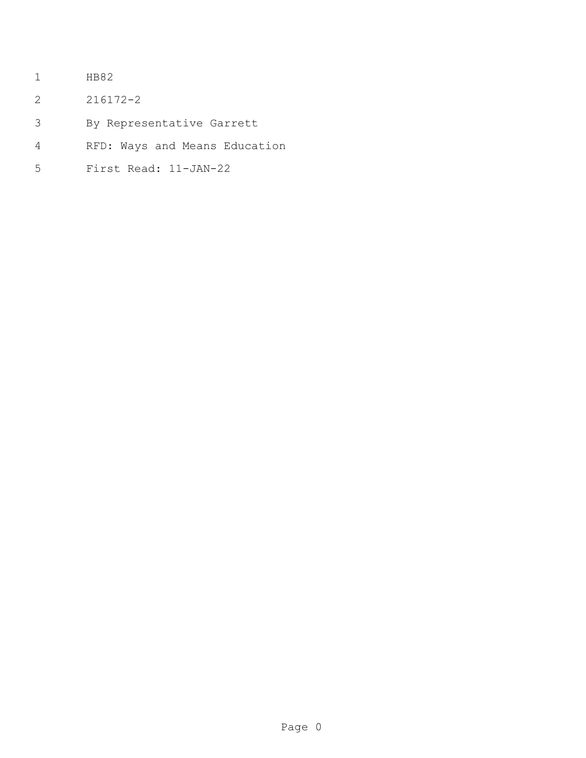HB82

216172-2

By Representative Garrett

RFD: Ways and Means Education

First Read: 11-JAN-22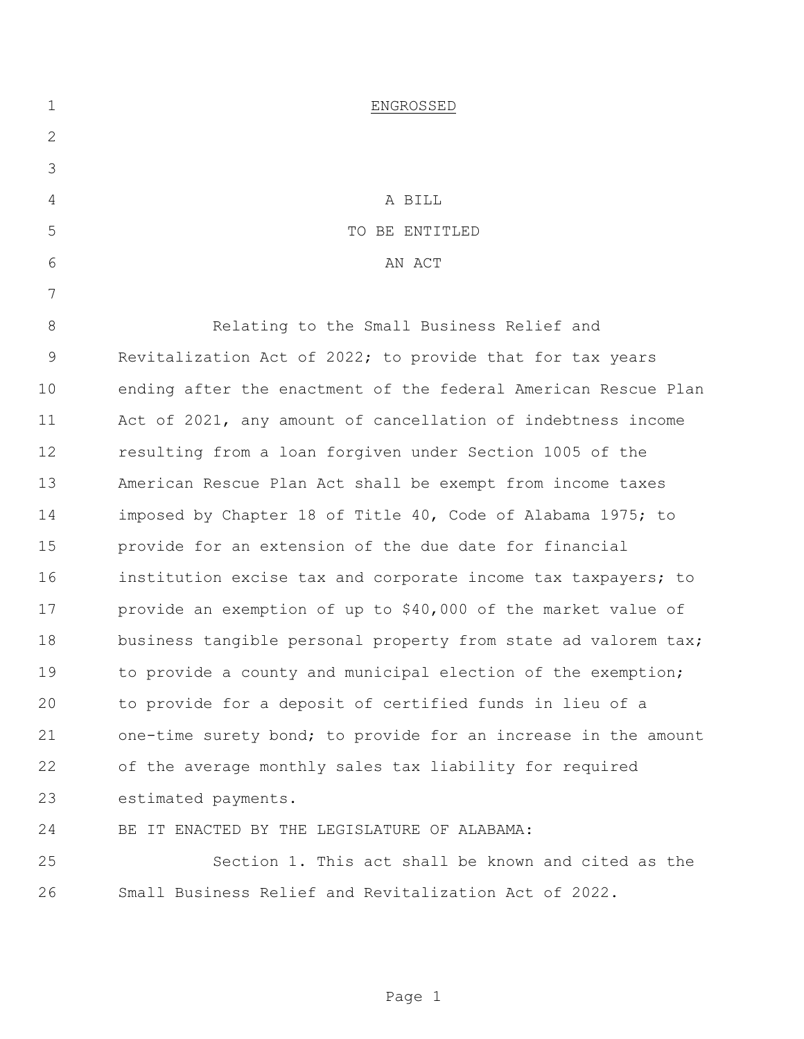ENGROSSED

A BILL
TO BE ENTITLED
AN ACT

Relating to the Small Business Relief and Revitalization Act of 2022; to provide that for tax years ending after the enactment of the federal American Rescue Plan Act of 2021, any amount of cancellation of indebtness income resulting from a loan forgiven under Section 1005 of the American Rescue Plan Act shall be exempt from income taxes imposed by Chapter 18 of Title 40, Code of Alabama 1975; to provide for an extension of the due date for financial institution excise tax and corporate income tax taxpayers; to provide an exemption of up to $40,000 of the market value of business tangible personal property from state ad valorem tax; to provide a county and municipal election of the exemption; to provide for a deposit of certified funds in lieu of a one-time surety bond; to provide for an increase in the amount of the average monthly sales tax liability for required estimated payments.

BE IT ENACTED BY THE LEGISLATURE OF ALABAMA:

Section 1. This act shall be known and cited as the Small Business Relief and Revitalization Act of 2022.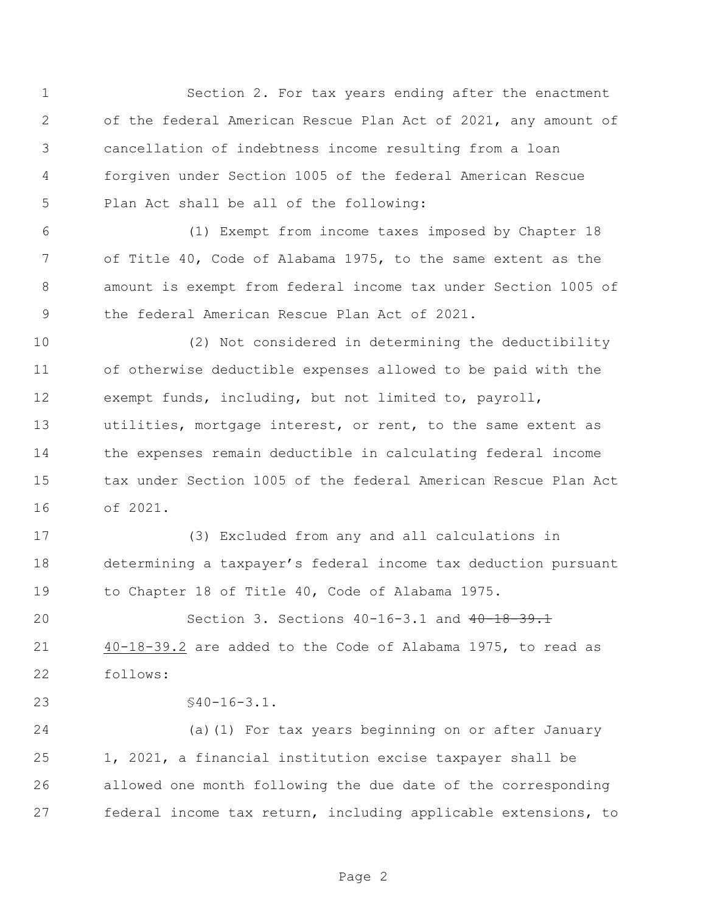Section 2. For tax years ending after the enactment of the federal American Rescue Plan Act of 2021, any amount of cancellation of indebtness income resulting from a loan forgiven under Section 1005 of the federal American Rescue Plan Act shall be all of the following:

(1) Exempt from income taxes imposed by Chapter 18 of Title 40, Code of Alabama 1975, to the same extent as the amount is exempt from federal income tax under Section 1005 of the federal American Rescue Plan Act of 2021.

(2) Not considered in determining the deductibility of otherwise deductible expenses allowed to be paid with the exempt funds, including, but not limited to, payroll, utilities, mortgage interest, or rent, to the same extent as the expenses remain deductible in calculating federal income tax under Section 1005 of the federal American Rescue Plan Act of 2021.

(3) Excluded from any and all calculations in determining a taxpayer's federal income tax deduction pursuant to Chapter 18 of Title 40, Code of Alabama 1975.

Section 3. Sections 40-16-3.1 and ~~40-18-39.1~~ <u>40-18-39.2</u> are added to the Code of Alabama 1975, to read as follows:

§40-16-3.1.

(a)(1) For tax years beginning on or after January 1, 2021, a financial institution excise taxpayer shall be allowed one month following the due date of the corresponding federal income tax return, including applicable extensions, to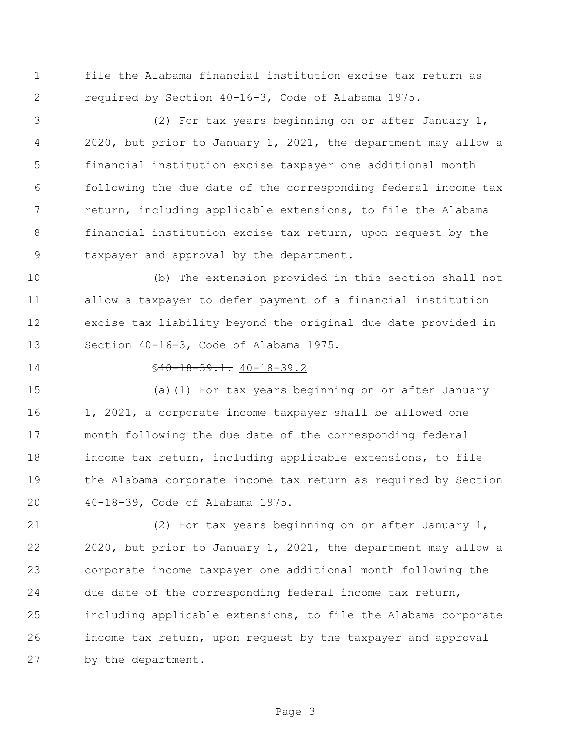file the Alabama financial institution excise tax return as required by Section 40-16-3, Code of Alabama 1975.

(2) For tax years beginning on or after January 1, 2020, but prior to January 1, 2021, the department may allow a financial institution excise taxpayer one additional month following the due date of the corresponding federal income tax return, including applicable extensions, to file the Alabama financial institution excise tax return, upon request by the taxpayer and approval by the department.

(b) The extension provided in this section shall not allow a taxpayer to defer payment of a financial institution excise tax liability beyond the original due date provided in Section 40-16-3, Code of Alabama 1975.

§~~40-18-39.1.~~ 40-18-39.2

(a)(1) For tax years beginning on or after January 1, 2021, a corporate income taxpayer shall be allowed one month following the due date of the corresponding federal income tax return, including applicable extensions, to file the Alabama corporate income tax return as required by Section 40-18-39, Code of Alabama 1975.

(2) For tax years beginning on or after January 1, 2020, but prior to January 1, 2021, the department may allow a corporate income taxpayer one additional month following the due date of the corresponding federal income tax return, including applicable extensions, to file the Alabama corporate income tax return, upon request by the taxpayer and approval by the department.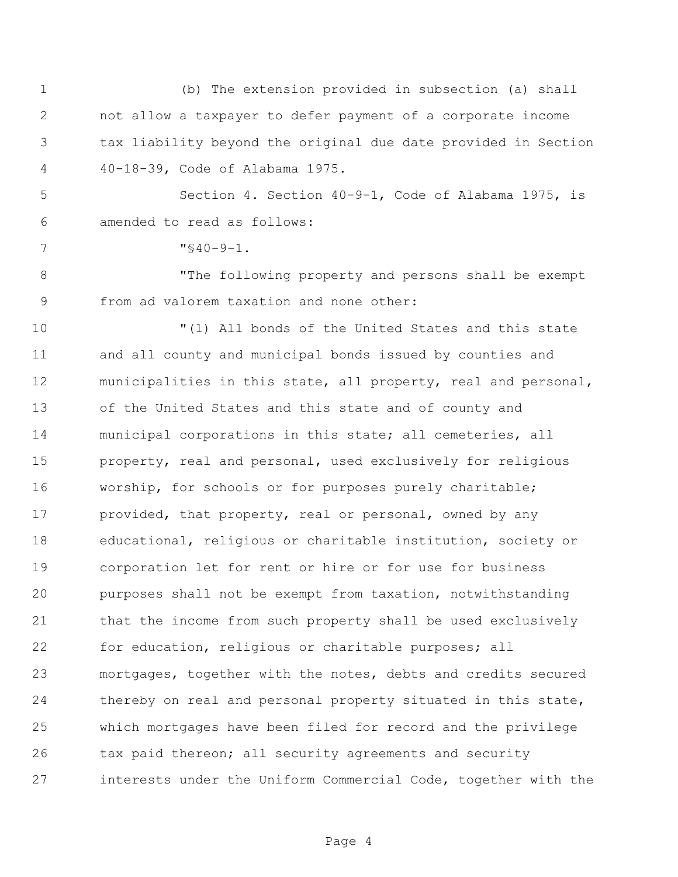(b) The extension provided in subsection (a) shall not allow a taxpayer to defer payment of a corporate income tax liability beyond the original due date provided in Section 40-18-39, Code of Alabama 1975.

Section 4. Section 40-9-1, Code of Alabama 1975, is amended to read as follows:

"§40-9-1.

"The following property and persons shall be exempt from ad valorem taxation and none other:

"(1) All bonds of the United States and this state and all county and municipal bonds issued by counties and municipalities in this state, all property, real and personal, of the United States and this state and of county and municipal corporations in this state; all cemeteries, all property, real and personal, used exclusively for religious worship, for schools or for purposes purely charitable; provided, that property, real or personal, owned by any educational, religious or charitable institution, society or corporation let for rent or hire or for use for business purposes shall not be exempt from taxation, notwithstanding that the income from such property shall be used exclusively for education, religious or charitable purposes; all mortgages, together with the notes, debts and credits secured thereby on real and personal property situated in this state, which mortgages have been filed for record and the privilege tax paid thereon; all security agreements and security interests under the Uniform Commercial Code, together with the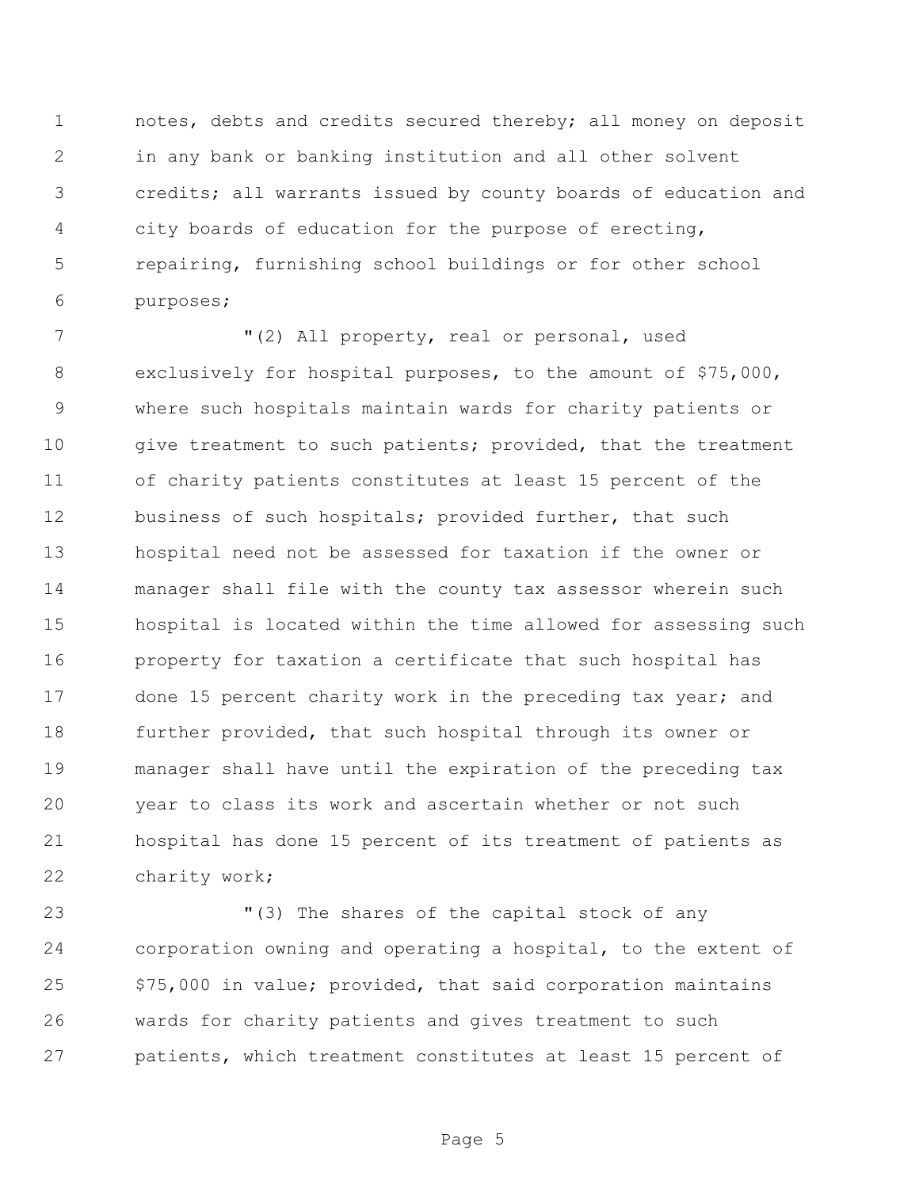notes, debts and credits secured thereby; all money on deposit in any bank or banking institution and all other solvent credits; all warrants issued by county boards of education and city boards of education for the purpose of erecting, repairing, furnishing school buildings or for other school purposes;

"(2) All property, real or personal, used exclusively for hospital purposes, to the amount of $75,000, where such hospitals maintain wards for charity patients or give treatment to such patients; provided, that the treatment of charity patients constitutes at least 15 percent of the business of such hospitals; provided further, that such hospital need not be assessed for taxation if the owner or manager shall file with the county tax assessor wherein such hospital is located within the time allowed for assessing such property for taxation a certificate that such hospital has done 15 percent charity work in the preceding tax year; and further provided, that such hospital through its owner or manager shall have until the expiration of the preceding tax year to class its work and ascertain whether or not such hospital has done 15 percent of its treatment of patients as charity work;

"(3) The shares of the capital stock of any corporation owning and operating a hospital, to the extent of $75,000 in value; provided, that said corporation maintains wards for charity patients and gives treatment to such patients, which treatment constitutes at least 15 percent of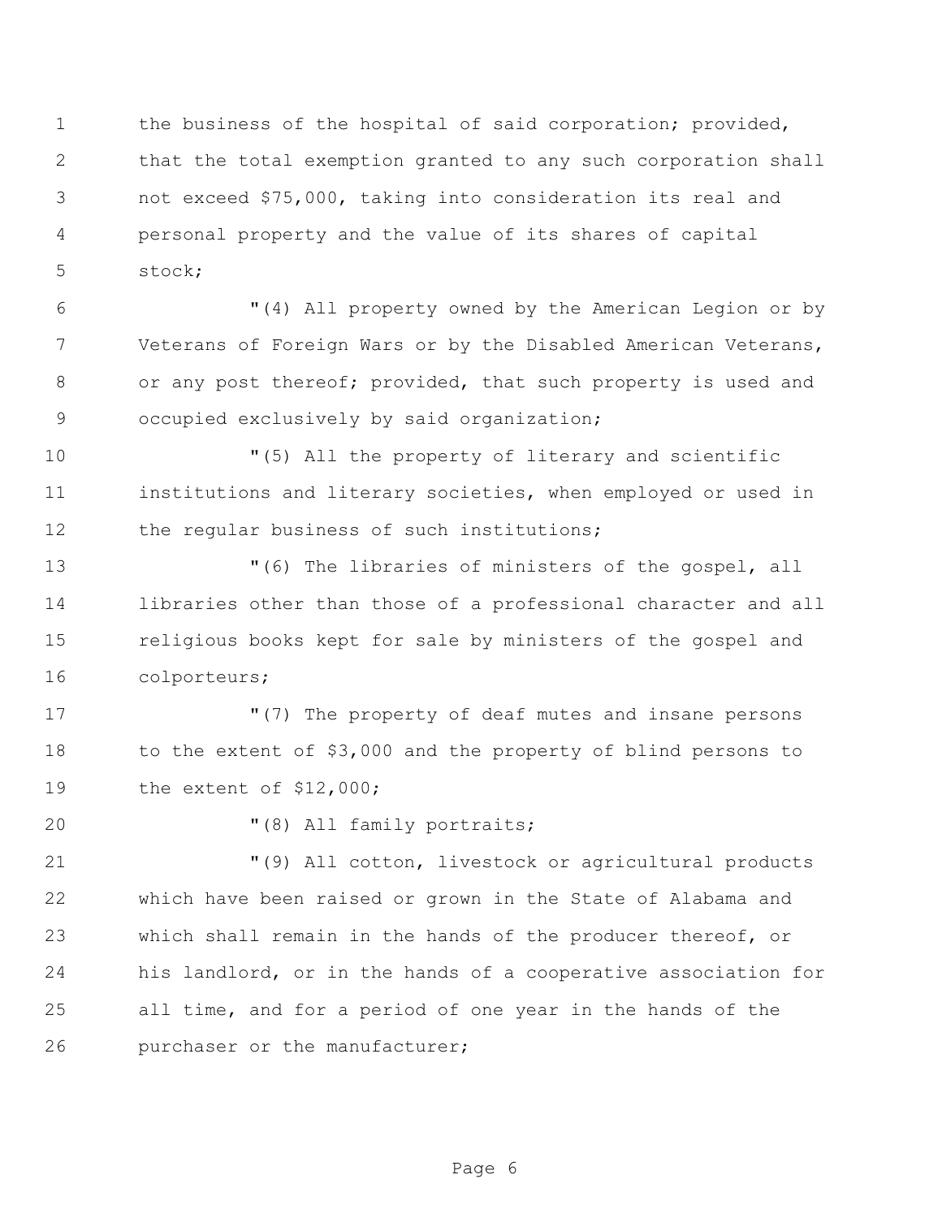the business of the hospital of said corporation; provided, that the total exemption granted to any such corporation shall not exceed $75,000, taking into consideration its real and personal property and the value of its shares of capital stock;

"(4) All property owned by the American Legion or by Veterans of Foreign Wars or by the Disabled American Veterans, or any post thereof; provided, that such property is used and occupied exclusively by said organization;

"(5) All the property of literary and scientific institutions and literary societies, when employed or used in the regular business of such institutions;

"(6) The libraries of ministers of the gospel, all libraries other than those of a professional character and all religious books kept for sale by ministers of the gospel and colporteurs;

"(7) The property of deaf mutes and insane persons to the extent of $3,000 and the property of blind persons to the extent of $12,000;

"(8) All family portraits;

"(9) All cotton, livestock or agricultural products which have been raised or grown in the State of Alabama and which shall remain in the hands of the producer thereof, or his landlord, or in the hands of a cooperative association for all time, and for a period of one year in the hands of the purchaser or the manufacturer;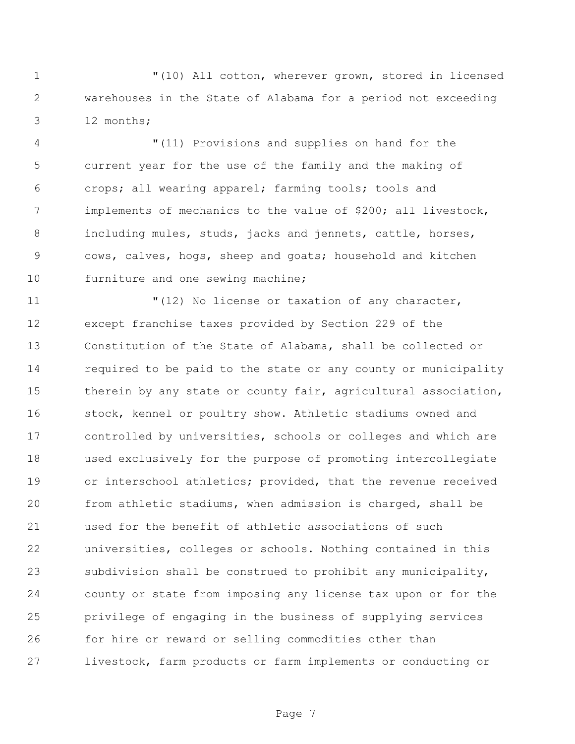"(10) All cotton, wherever grown, stored in licensed warehouses in the State of Alabama for a period not exceeding 12 months;

"(11) Provisions and supplies on hand for the current year for the use of the family and the making of crops; all wearing apparel; farming tools; tools and implements of mechanics to the value of $200; all livestock, including mules, studs, jacks and jennets, cattle, horses, cows, calves, hogs, sheep and goats; household and kitchen furniture and one sewing machine;

"(12) No license or taxation of any character, except franchise taxes provided by Section 229 of the Constitution of the State of Alabama, shall be collected or required to be paid to the state or any county or municipality therein by any state or county fair, agricultural association, stock, kennel or poultry show. Athletic stadiums owned and controlled by universities, schools or colleges and which are used exclusively for the purpose of promoting intercollegiate or interschool athletics; provided, that the revenue received from athletic stadiums, when admission is charged, shall be used for the benefit of athletic associations of such universities, colleges or schools. Nothing contained in this subdivision shall be construed to prohibit any municipality, county or state from imposing any license tax upon or for the privilege of engaging in the business of supplying services for hire or reward or selling commodities other than livestock, farm products or farm implements or conducting or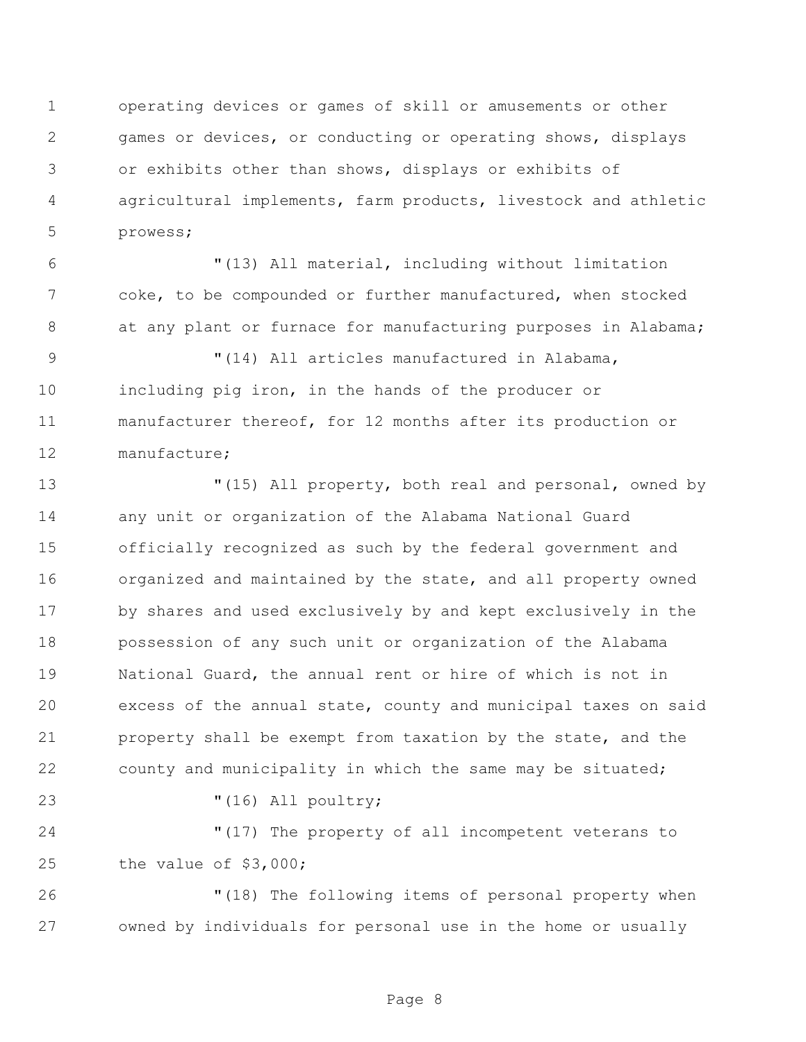operating devices or games of skill or amusements or other games or devices, or conducting or operating shows, displays or exhibits other than shows, displays or exhibits of agricultural implements, farm products, livestock and athletic prowess;

"(13) All material, including without limitation coke, to be compounded or further manufactured, when stocked at any plant or furnace for manufacturing purposes in Alabama;

"(14) All articles manufactured in Alabama, including pig iron, in the hands of the producer or manufacturer thereof, for 12 months after its production or manufacture;

"(15) All property, both real and personal, owned by any unit or organization of the Alabama National Guard officially recognized as such by the federal government and organized and maintained by the state, and all property owned by shares and used exclusively by and kept exclusively in the possession of any such unit or organization of the Alabama National Guard, the annual rent or hire of which is not in excess of the annual state, county and municipal taxes on said property shall be exempt from taxation by the state, and the county and municipality in which the same may be situated;

"(16) All poultry;

"(17) The property of all incompetent veterans to the value of $3,000;

"(18) The following items of personal property when owned by individuals for personal use in the home or usually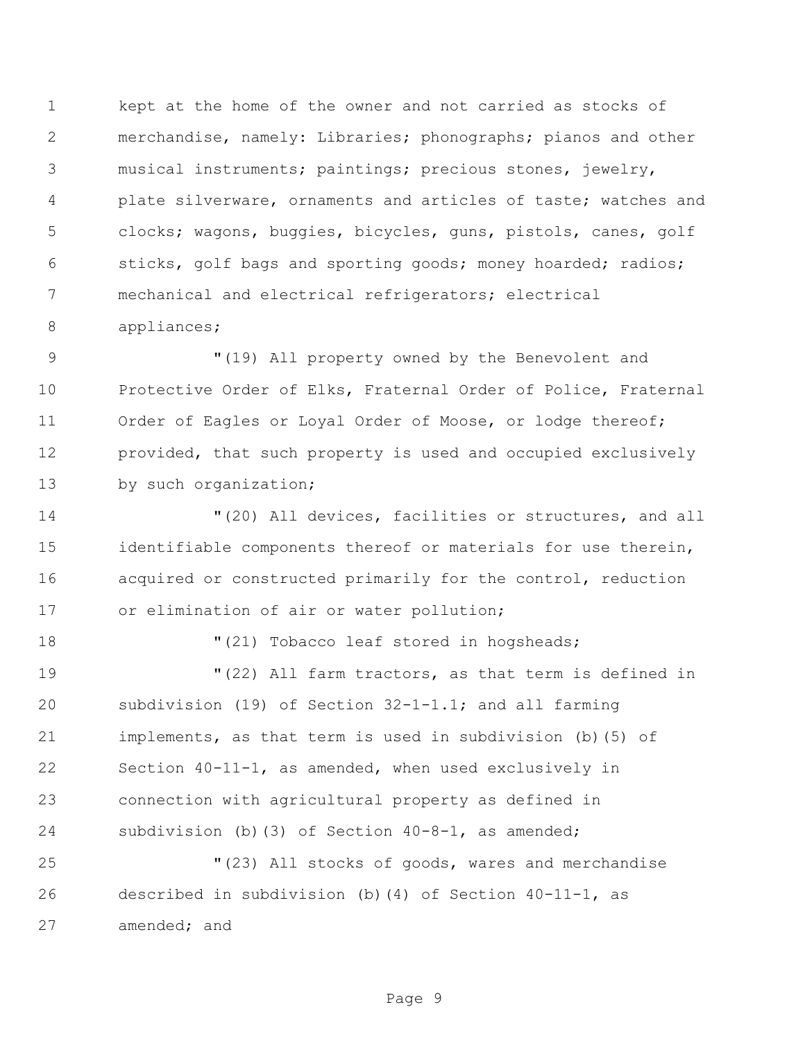kept at the home of the owner and not carried as stocks of merchandise, namely: Libraries; phonographs; pianos and other musical instruments; paintings; precious stones, jewelry, plate silverware, ornaments and articles of taste; watches and clocks; wagons, buggies, bicycles, guns, pistols, canes, golf sticks, golf bags and sporting goods; money hoarded; radios; mechanical and electrical refrigerators; electrical appliances;

"(19) All property owned by the Benevolent and Protective Order of Elks, Fraternal Order of Police, Fraternal Order of Eagles or Loyal Order of Moose, or lodge thereof; provided, that such property is used and occupied exclusively by such organization;

"(20) All devices, facilities or structures, and all identifiable components thereof or materials for use therein, acquired or constructed primarily for the control, reduction or elimination of air or water pollution;

"(21) Tobacco leaf stored in hogsheads;

"(22) All farm tractors, as that term is defined in subdivision (19) of Section 32-1-1.1; and all farming implements, as that term is used in subdivision (b)(5) of Section 40-11-1, as amended, when used exclusively in connection with agricultural property as defined in subdivision (b)(3) of Section 40-8-1, as amended;

"(23) All stocks of goods, wares and merchandise described in subdivision (b)(4) of Section 40-11-1, as amended; and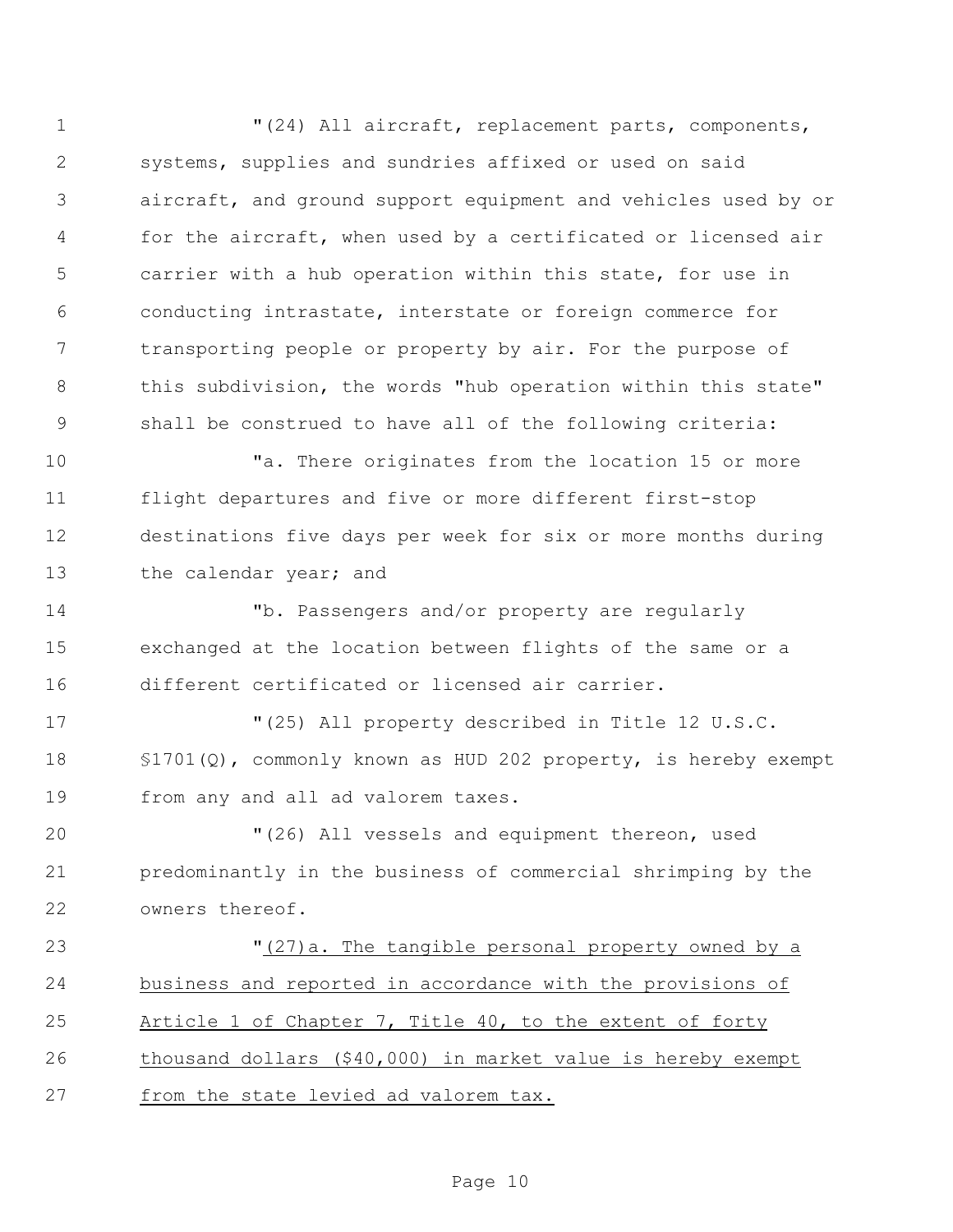"(24) All aircraft, replacement parts, components, systems, supplies and sundries affixed or used on said aircraft, and ground support equipment and vehicles used by or for the aircraft, when used by a certificated or licensed air carrier with a hub operation within this state, for use in conducting intrastate, interstate or foreign commerce for transporting people or property by air. For the purpose of this subdivision, the words "hub operation within this state" shall be construed to have all of the following criteria:

"a. There originates from the location 15 or more flight departures and five or more different first-stop destinations five days per week for six or more months during the calendar year; and

"b. Passengers and/or property are regularly exchanged at the location between flights of the same or a different certificated or licensed air carrier.

"(25) All property described in Title 12 U.S.C. §1701(Q), commonly known as HUD 202 property, is hereby exempt from any and all ad valorem taxes.

"(26) All vessels and equipment thereon, used predominantly in the business of commercial shrimping by the owners thereof.

"(27)a. The tangible personal property owned by a business and reported in accordance with the provisions of Article 1 of Chapter 7, Title 40, to the extent of forty thousand dollars ($40,000) in market value is hereby exempt from the state levied ad valorem tax.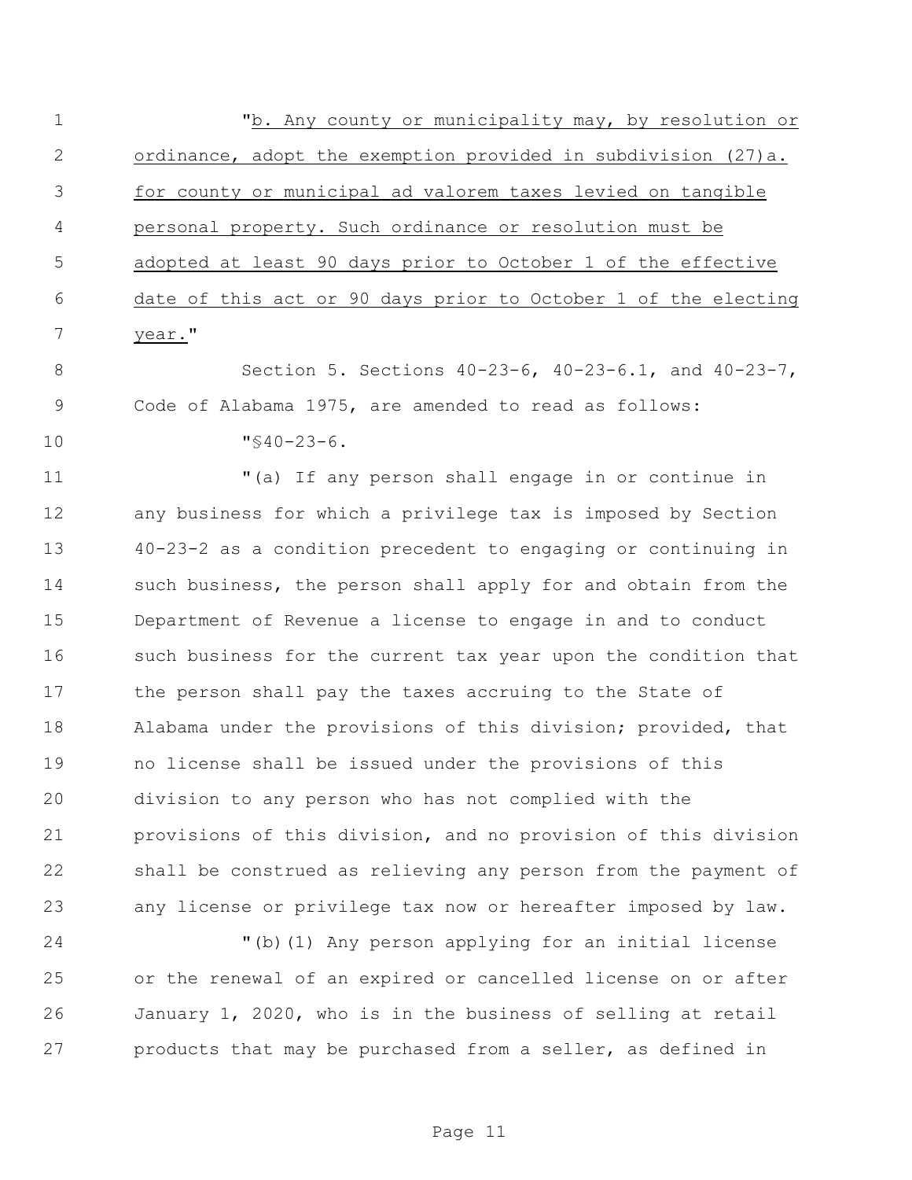"b. Any county or municipality may, by resolution or ordinance, adopt the exemption provided in subdivision (27)a. for county or municipal ad valorem taxes levied on tangible personal property. Such ordinance or resolution must be adopted at least 90 days prior to October 1 of the effective date of this act or 90 days prior to October 1 of the electing year."

Section 5. Sections 40-23-6, 40-23-6.1, and 40-23-7, Code of Alabama 1975, are amended to read as follows:

"§40-23-6.

"(a) If any person shall engage in or continue in any business for which a privilege tax is imposed by Section 40-23-2 as a condition precedent to engaging or continuing in such business, the person shall apply for and obtain from the Department of Revenue a license to engage in and to conduct such business for the current tax year upon the condition that the person shall pay the taxes accruing to the State of Alabama under the provisions of this division; provided, that no license shall be issued under the provisions of this division to any person who has not complied with the provisions of this division, and no provision of this division shall be construed as relieving any person from the payment of any license or privilege tax now or hereafter imposed by law.

"(b)(1) Any person applying for an initial license or the renewal of an expired or cancelled license on or after January 1, 2020, who is in the business of selling at retail products that may be purchased from a seller, as defined in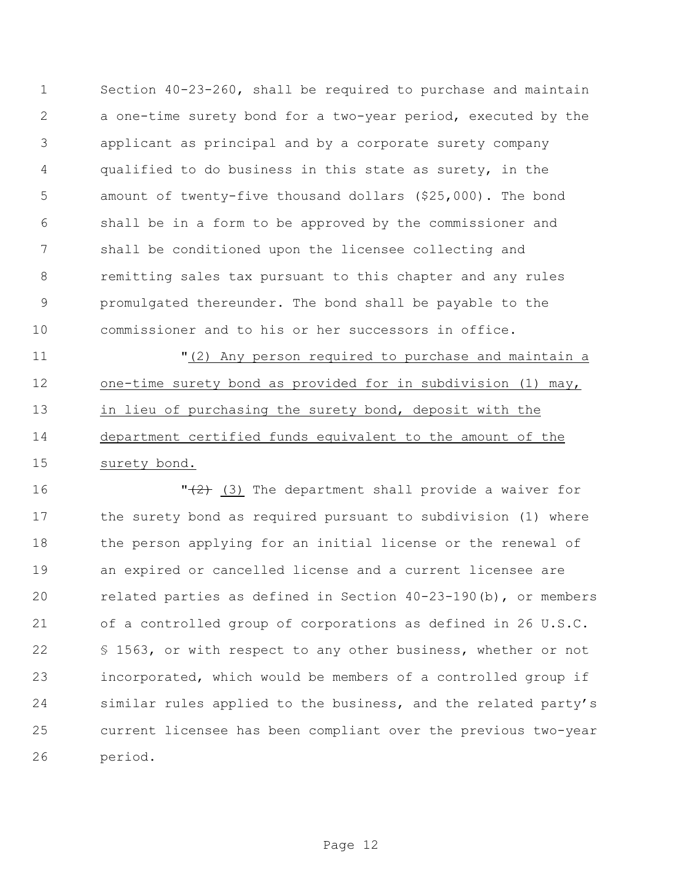Section 40-23-260, shall be required to purchase and maintain a one-time surety bond for a two-year period, executed by the applicant as principal and by a corporate surety company qualified to do business in this state as surety, in the amount of twenty-five thousand dollars ($25,000). The bond shall be in a form to be approved by the commissioner and shall be conditioned upon the licensee collecting and remitting sales tax pursuant to this chapter and any rules promulgated thereunder. The bond shall be payable to the commissioner and to his or her successors in office.

"<u>(2) Any person required to purchase and maintain a one-time surety bond as provided for in subdivision (1) may, in lieu of purchasing the surety bond, deposit with the department certified funds equivalent to the amount of the surety bond.</u>

"~~(2)~~ <u>(3)</u> The department shall provide a waiver for the surety bond as required pursuant to subdivision (1) where the person applying for an initial license or the renewal of an expired or cancelled license and a current licensee are related parties as defined in Section 40-23-190(b), or members of a controlled group of corporations as defined in 26 U.S.C. § 1563, or with respect to any other business, whether or not incorporated, which would be members of a controlled group if similar rules applied to the business, and the related party's current licensee has been compliant over the previous two-year period.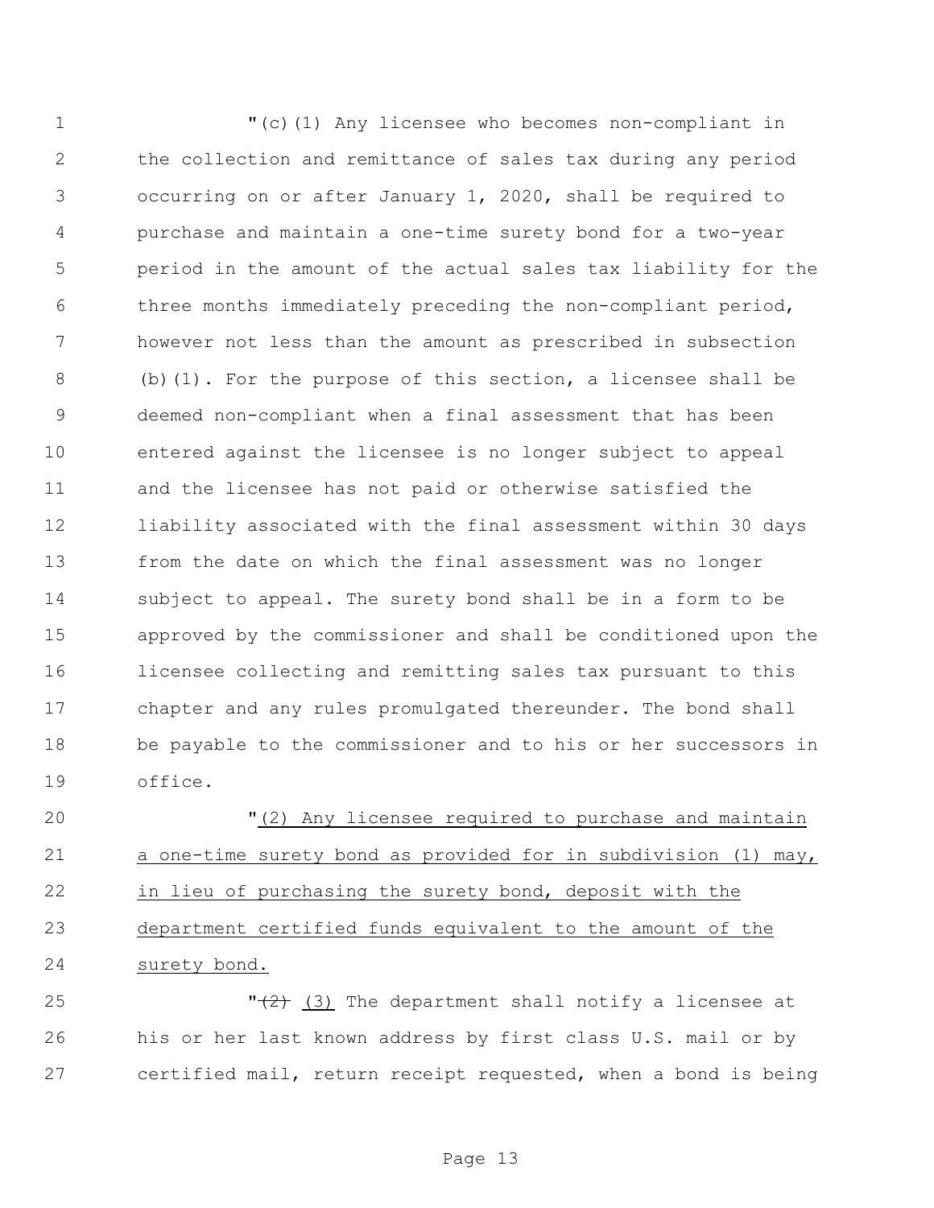"(c)(1) Any licensee who becomes non-compliant in the collection and remittance of sales tax during any period occurring on or after January 1, 2020, shall be required to purchase and maintain a one-time surety bond for a two-year period in the amount of the actual sales tax liability for the three months immediately preceding the non-compliant period, however not less than the amount as prescribed in subsection (b)(1). For the purpose of this section, a licensee shall be deemed non-compliant when a final assessment that has been entered against the licensee is no longer subject to appeal and the licensee has not paid or otherwise satisfied the liability associated with the final assessment within 30 days from the date on which the final assessment was no longer subject to appeal. The surety bond shall be in a form to be approved by the commissioner and shall be conditioned upon the licensee collecting and remitting sales tax pursuant to this chapter and any rules promulgated thereunder. The bond shall be payable to the commissioner and to his or her successors in office.

"<u>(2) Any licensee required to purchase and maintain a one-time surety bond as provided for in subdivision (1) may, in lieu of purchasing the surety bond, deposit with the department certified funds equivalent to the amount of the surety bond.</u>

"~~(2)~~ <u>(3)</u> The department shall notify a licensee at his or her last known address by first class U.S. mail or by certified mail, return receipt requested, when a bond is being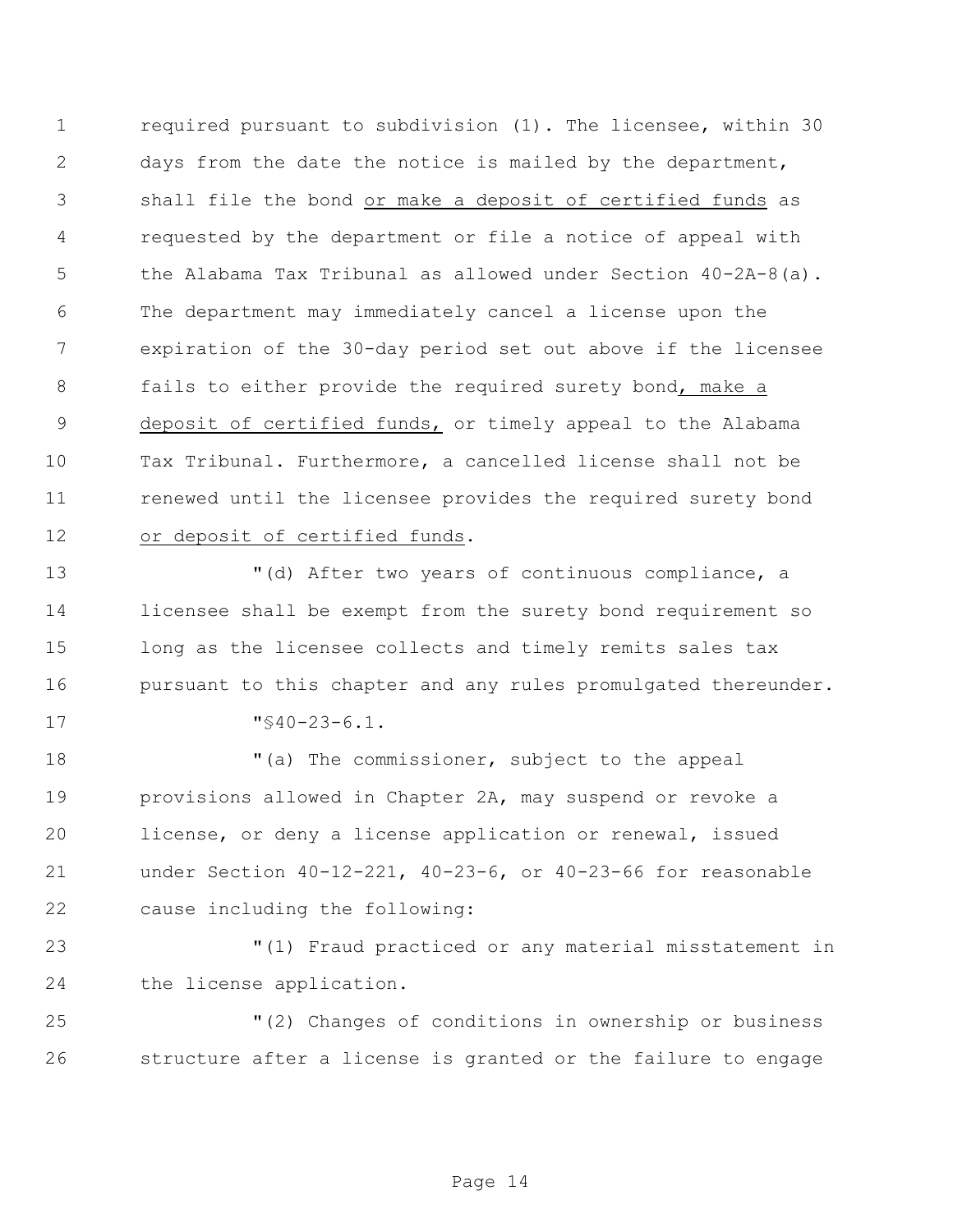required pursuant to subdivision (1). The licensee, within 30 days from the date the notice is mailed by the department, shall file the bond <u>or make a deposit of certified funds</u> as requested by the department or file a notice of appeal with the Alabama Tax Tribunal as allowed under Section 40-2A-8(a). The department may immediately cancel a license upon the expiration of the 30-day period set out above if the licensee fails to either provide the required surety bond<u>, make a deposit of certified funds,</u> or timely appeal to the Alabama Tax Tribunal. Furthermore, a cancelled license shall not be renewed until the licensee provides the required surety bond <u>or deposit of certified funds</u>.

"(d) After two years of continuous compliance, a licensee shall be exempt from the surety bond requirement so long as the licensee collects and timely remits sales tax pursuant to this chapter and any rules promulgated thereunder.

"§40-23-6.1.

"(a) The commissioner, subject to the appeal provisions allowed in Chapter 2A, may suspend or revoke a license, or deny a license application or renewal, issued under Section 40-12-221, 40-23-6, or 40-23-66 for reasonable cause including the following:

"(1) Fraud practiced or any material misstatement in the license application.

"(2) Changes of conditions in ownership or business structure after a license is granted or the failure to engage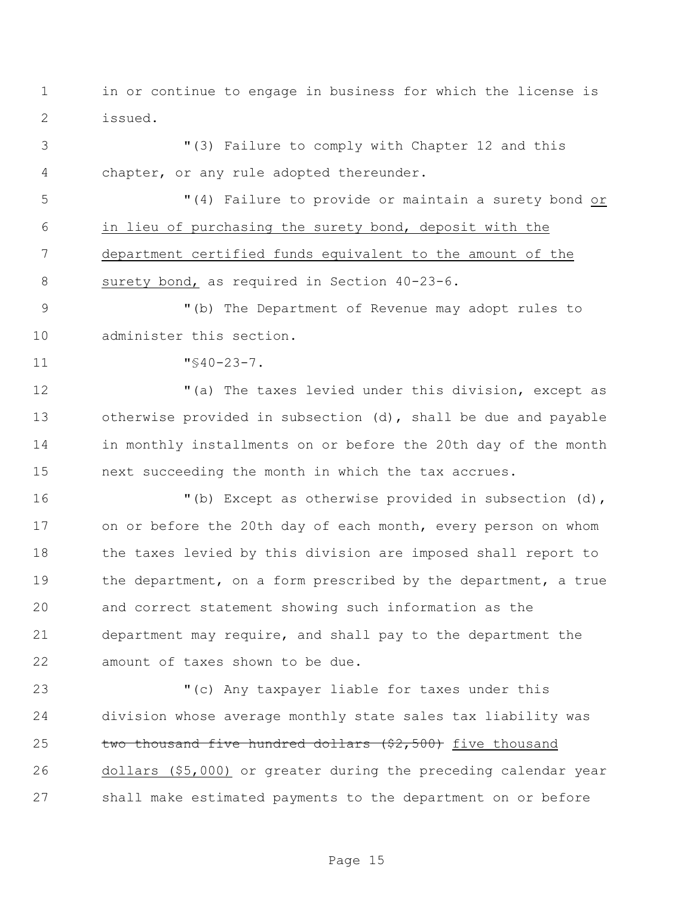in or continue to engage in business for which the license is issued.

"(3) Failure to comply with Chapter 12 and this chapter, or any rule adopted thereunder.

"(4) Failure to provide or maintain a surety bond <u>or in lieu of purchasing the surety bond, deposit with the department certified funds equivalent to the amount of the surety bond,</u> as required in Section 40-23-6.

"(b) The Department of Revenue may adopt rules to administer this section.

"§40-23-7.

"(a) The taxes levied under this division, except as otherwise provided in subsection (d), shall be due and payable in monthly installments on or before the 20th day of the month next succeeding the month in which the tax accrues.

"(b) Except as otherwise provided in subsection (d), on or before the 20th day of each month, every person on whom the taxes levied by this division are imposed shall report to the department, on a form prescribed by the department, a true and correct statement showing such information as the department may require, and shall pay to the department the amount of taxes shown to be due.

"(c) Any taxpayer liable for taxes under this division whose average monthly state sales tax liability was ~~two thousand five hundred dollars ($2,500)~~ <u>five thousand dollars ($5,000)</u> or greater during the preceding calendar year shall make estimated payments to the department on or before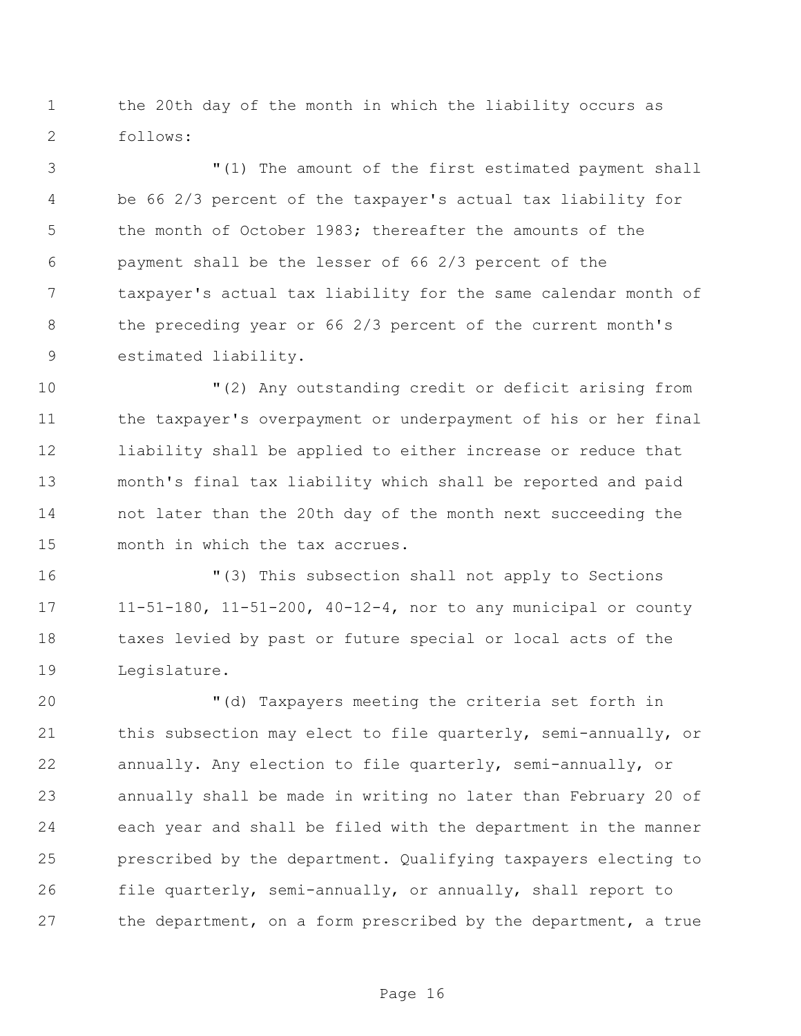the 20th day of the month in which the liability occurs as follows:

"(1) The amount of the first estimated payment shall be 66 2/3 percent of the taxpayer's actual tax liability for the month of October 1983; thereafter the amounts of the payment shall be the lesser of 66 2/3 percent of the taxpayer's actual tax liability for the same calendar month of the preceding year or 66 2/3 percent of the current month's estimated liability.

"(2) Any outstanding credit or deficit arising from the taxpayer's overpayment or underpayment of his or her final liability shall be applied to either increase or reduce that month's final tax liability which shall be reported and paid not later than the 20th day of the month next succeeding the month in which the tax accrues.

"(3) This subsection shall not apply to Sections 11-51-180, 11-51-200, 40-12-4, nor to any municipal or county taxes levied by past or future special or local acts of the Legislature.

"(d) Taxpayers meeting the criteria set forth in this subsection may elect to file quarterly, semi-annually, or annually. Any election to file quarterly, semi-annually, or annually shall be made in writing no later than February 20 of each year and shall be filed with the department in the manner prescribed by the department. Qualifying taxpayers electing to file quarterly, semi-annually, or annually, shall report to the department, on a form prescribed by the department, a true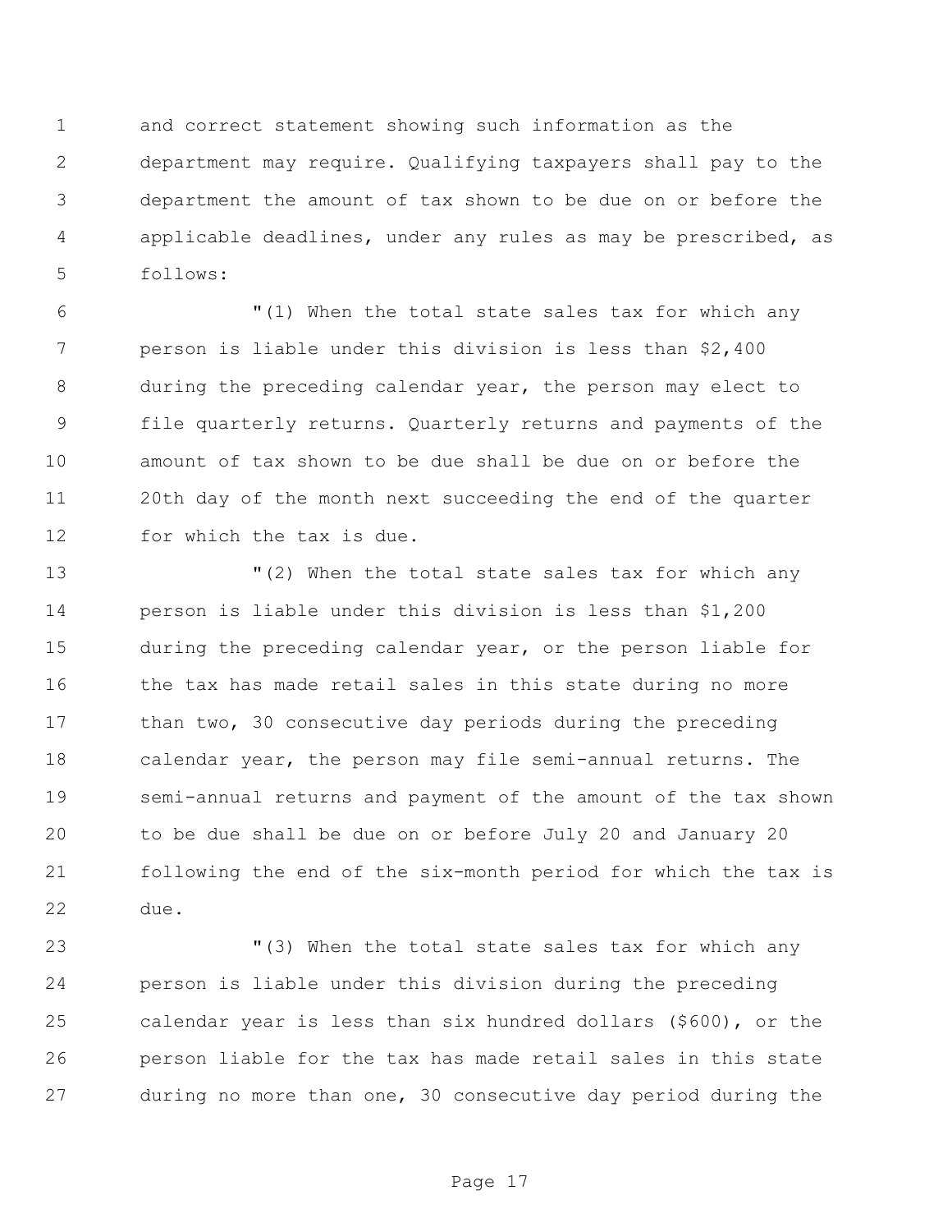and correct statement showing such information as the department may require. Qualifying taxpayers shall pay to the department the amount of tax shown to be due on or before the applicable deadlines, under any rules as may be prescribed, as follows:

"(1) When the total state sales tax for which any person is liable under this division is less than $2,400 during the preceding calendar year, the person may elect to file quarterly returns. Quarterly returns and payments of the amount of tax shown to be due shall be due on or before the 20th day of the month next succeeding the end of the quarter for which the tax is due.

"(2) When the total state sales tax for which any person is liable under this division is less than $1,200 during the preceding calendar year, or the person liable for the tax has made retail sales in this state during no more than two, 30 consecutive day periods during the preceding calendar year, the person may file semi-annual returns. The semi-annual returns and payment of the amount of the tax shown to be due shall be due on or before July 20 and January 20 following the end of the six-month period for which the tax is due.

"(3) When the total state sales tax for which any person is liable under this division during the preceding calendar year is less than six hundred dollars ($600), or the person liable for the tax has made retail sales in this state during no more than one, 30 consecutive day period during the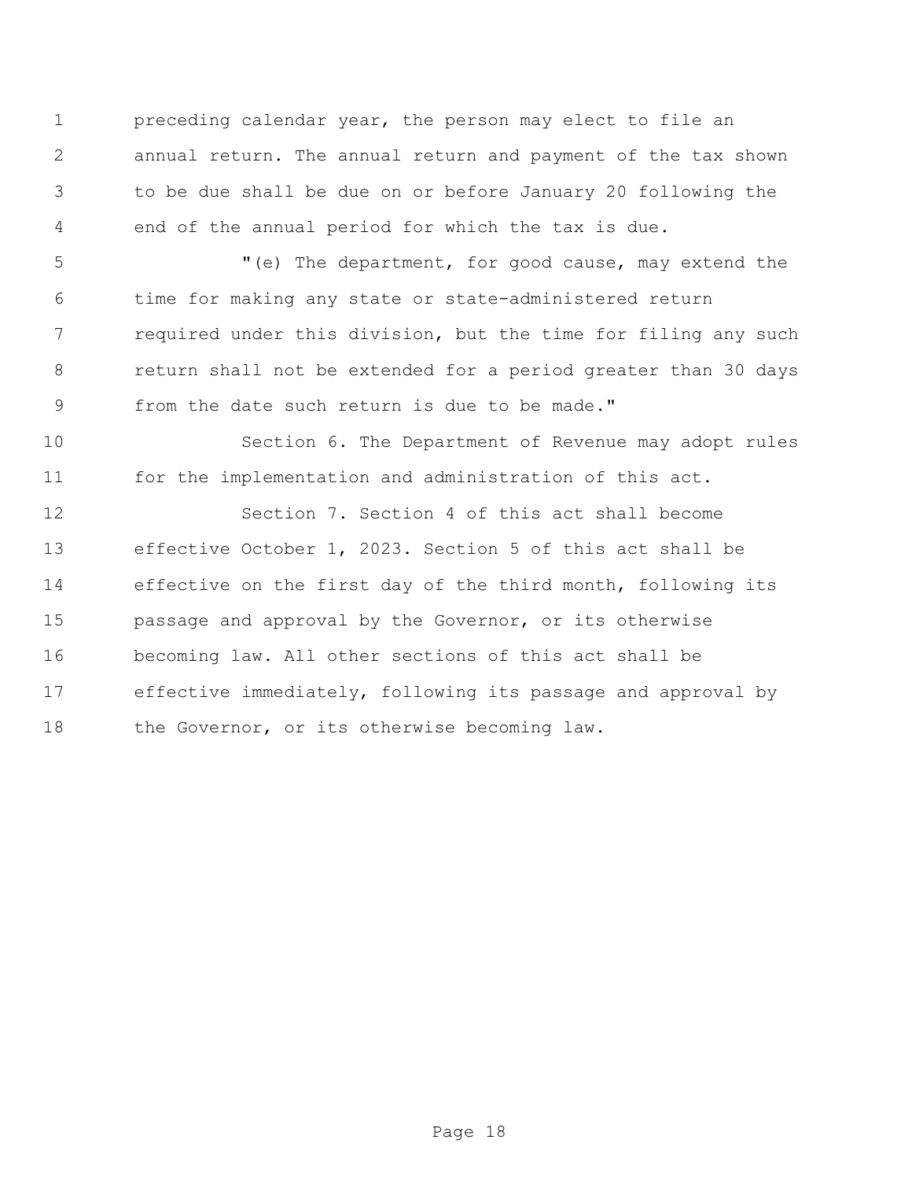preceding calendar year, the person may elect to file an annual return. The annual return and payment of the tax shown to be due shall be due on or before January 20 following the end of the annual period for which the tax is due.

"(e) The department, for good cause, may extend the time for making any state or state-administered return required under this division, but the time for filing any such return shall not be extended for a period greater than 30 days from the date such return is due to be made."

Section 6. The Department of Revenue may adopt rules for the implementation and administration of this act.

Section 7. Section 4 of this act shall become effective October 1, 2023. Section 5 of this act shall be effective on the first day of the third month, following its passage and approval by the Governor, or its otherwise becoming law. All other sections of this act shall be effective immediately, following its passage and approval by the Governor, or its otherwise becoming law.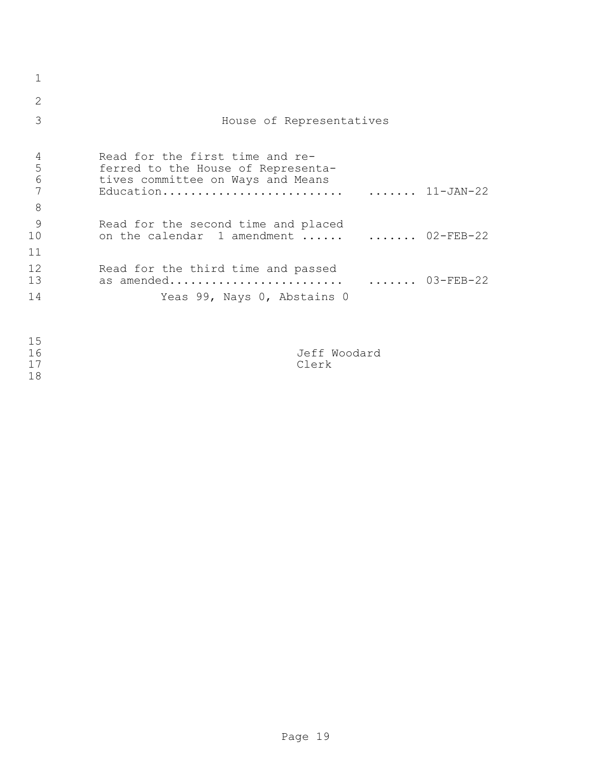House of Representatives

Read for the first time and referred to the House of Representatives committee on Ways and Means Education......................... ....... 11-JAN-22

Read for the second time and placed on the calendar 1 amendment ...... ....... 02-FEB-22

Read for the third time and passed as amended........................ ....... 03-FEB-22

Yeas 99, Nays 0, Abstains 0

Jeff Woodard
Clerk